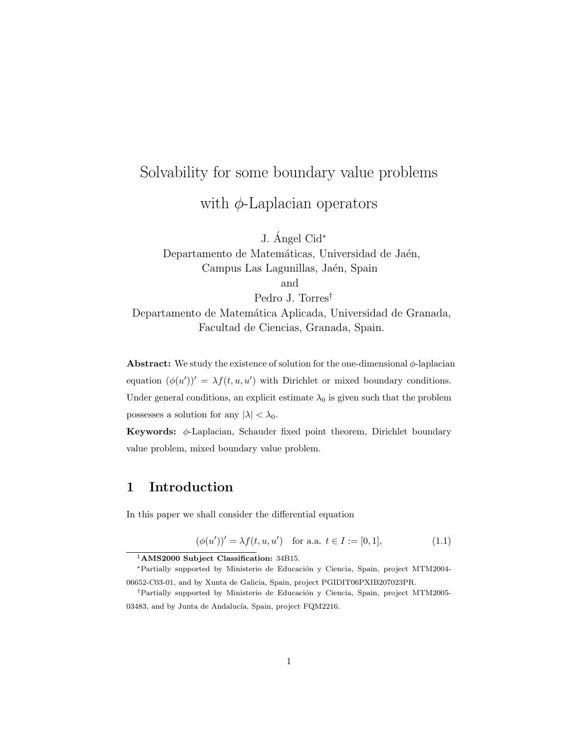# Solvability for some boundary value problems with $\phi$-Laplacian operators

J. Ángel Cid*
Departamento de Matemáticas, Universidad de Jaén,
Campus Las Lagunillas, Jaén, Spain

and

Pedro J. Torres†
Departamento de Matemática Aplicada, Universidad de Granada,
Facultad de Ciencias, Granada, Spain.

**Abstract:** We study the existence of solution for the one-dimensional $\phi$-laplacian equation $(\phi(u'))' = \lambda f(t, u, u')$ with Dirichlet or mixed boundary conditions. Under general conditions, an explicit estimate $\lambda_0$ is given such that the problem possesses a solution for any $|\lambda| < \lambda_0$.

**Keywords:** $\phi$-Laplacian, Schauder fixed point theorem, Dirichlet boundary value problem, mixed boundary value problem.

## 1 Introduction

In this paper we shall consider the differential equation

$$(\phi(u'))' = \lambda f(t, u, u') \quad \text{for a.a. } t \in I := [0, 1], \tag{1.1}$$

[1]**AMS2000 Subject Classification:** 34B15.

*Partially supported by Ministerio de Educación y Ciencia, Spain, project MTM2004-06652-C03-01, and by Xunta de Galicia, Spain, project PGIDIT06PXIB207023PR.

†Partially supported by Ministerio de Educación y Ciencia, Spain, project MTM2005-03483, and by Junta de Andalucía, Spain, project FQM2216.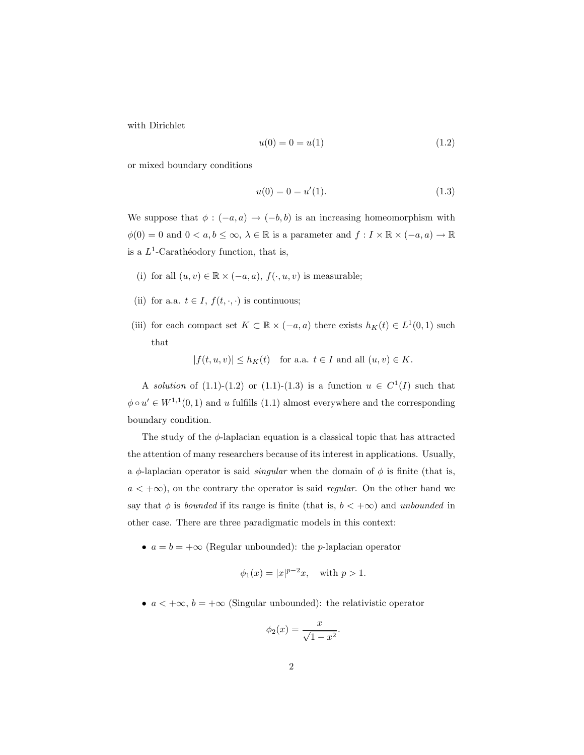with Dirichlet

$$u(0) = 0 = u(1) \tag{1.2}$$

or mixed boundary conditions

$$u(0) = 0 = u'(1). \tag{1.3}$$

We suppose that $\phi : (-a, a) \to (-b, b)$ is an increasing homeomorphism with $\phi(0) = 0$ and $0 < a, b \leq \infty$, $\lambda \in \mathbb{R}$ is a parameter and $f : I \times \mathbb{R} \times (-a, a) \to \mathbb{R}$ is a $L^1$-Carathéodory function, that is,

(i) for all $(u, v) \in \mathbb{R} \times (-a, a)$, $f(\cdot, u, v)$ is measurable;

(ii) for a.a. $t \in I$, $f(t, \cdot, \cdot)$ is continuous;

(iii) for each compact set $K \subset \mathbb{R} \times (-a, a)$ there exists $h_K(t) \in L^1(0, 1)$ such that

$$|f(t, u, v)| \leq h_K(t) \quad \text{for a.a. } t \in I \text{ and all } (u, v) \in K.$$

A *solution* of (1.1)-(1.2) or (1.1)-(1.3) is a function $u \in C^1(I)$ such that $\phi \circ u' \in W^{1,1}(0, 1)$ and $u$ fulfills (1.1) almost everywhere and the corresponding boundary condition.

The study of the $\phi$-laplacian equation is a classical topic that has attracted the attention of many researchers because of its interest in applications. Usually, a $\phi$-laplacian operator is said *singular* when the domain of $\phi$ is finite (that is, $a < +\infty$), on the contrary the operator is said *regular*. On the other hand we say that $\phi$ is *bounded* if its range is finite (that is, $b < +\infty$) and *unbounded* in other case. There are three paradigmatic models in this context:

- $a = b = +\infty$ (Regular unbounded): the $p$-laplacian operator

$$\phi_1(x) = |x|^{p-2}x, \quad \text{with } p > 1.$$

- $a < +\infty$, $b = +\infty$ (Singular unbounded): the relativistic operator

$$\phi_2(x) = \frac{x}{\sqrt{1 - x^2}}.$$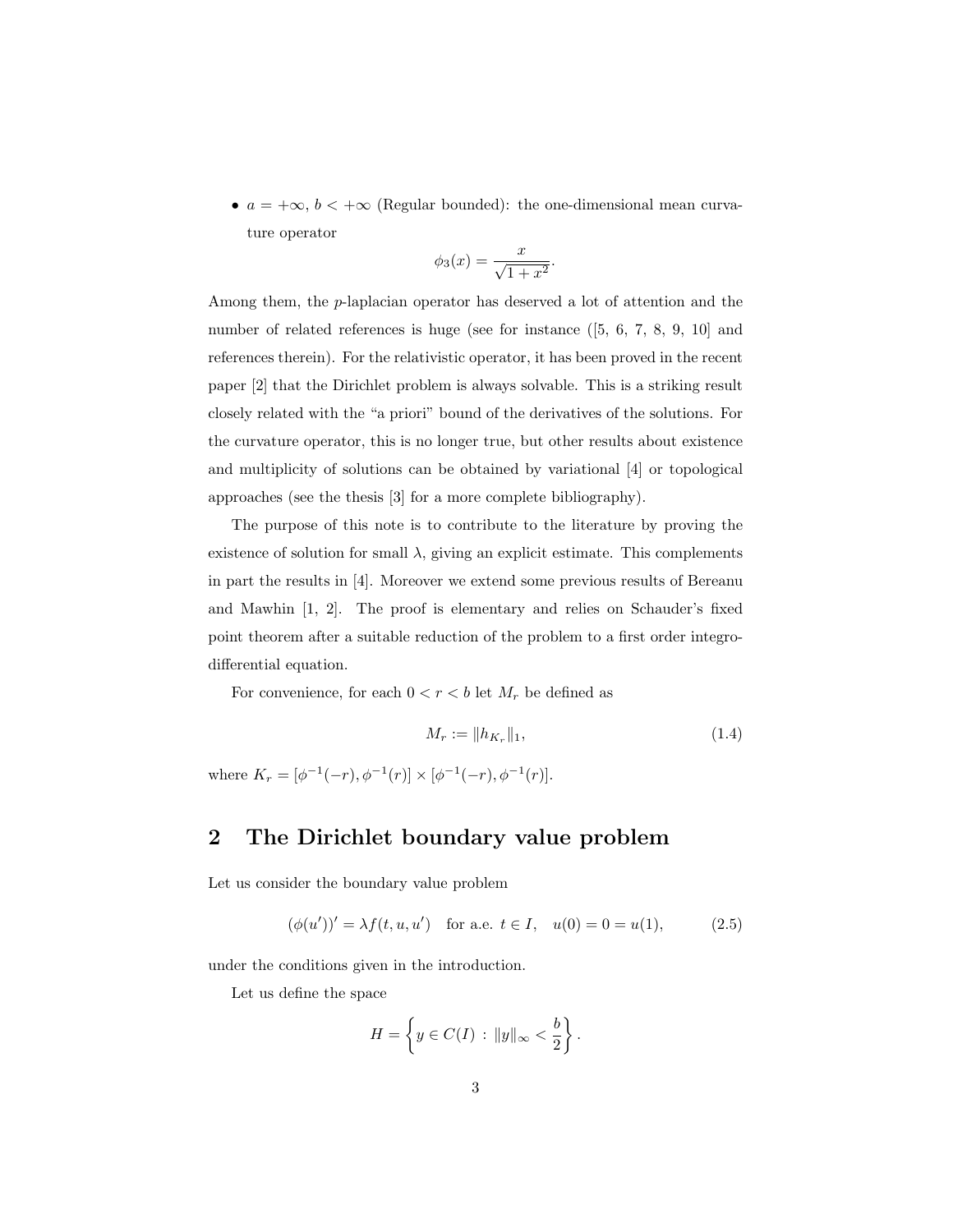- $a = +\infty$, $b < +\infty$ (Regular bounded): the one-dimensional mean curvature operator

$$\phi_3(x) = \frac{x}{\sqrt{1+x^2}}.$$

Among them, the $p$-laplacian operator has deserved a lot of attention and the number of related references is huge (see for instance ([5, 6, 7, 8, 9, 10] and references therein). For the relativistic operator, it has been proved in the recent paper [2] that the Dirichlet problem is always solvable. This is a striking result closely related with the "a priori" bound of the derivatives of the solutions. For the curvature operator, this is no longer true, but other results about existence and multiplicity of solutions can be obtained by variational [4] or topological approaches (see the thesis [3] for a more complete bibliography).

The purpose of this note is to contribute to the literature by proving the existence of solution for small $\lambda$, giving an explicit estimate. This complements in part the results in [4]. Moreover we extend some previous results of Bereanu and Mawhin [1, 2]. The proof is elementary and relies on Schauder's fixed point theorem after a suitable reduction of the problem to a first order integro-differential equation.

For convenience, for each $0 < r < b$ let $M_r$ be defined as

$$M_r := \|h_{K_r}\|_1, \tag{1.4}$$

where $K_r = [\phi^{-1}(-r), \phi^{-1}(r)] \times [\phi^{-1}(-r), \phi^{-1}(r)]$.

## 2 The Dirichlet boundary value problem

Let us consider the boundary value problem

$$(\phi(u'))' = \lambda f(t, u, u') \quad \text{for a.e. } t \in I, \quad u(0) = 0 = u(1), \tag{2.5}$$

under the conditions given in the introduction.

Let us define the space

$$H = \left\{ y \in C(I) \,:\, \|y\|_\infty < \frac{b}{2} \right\}.$$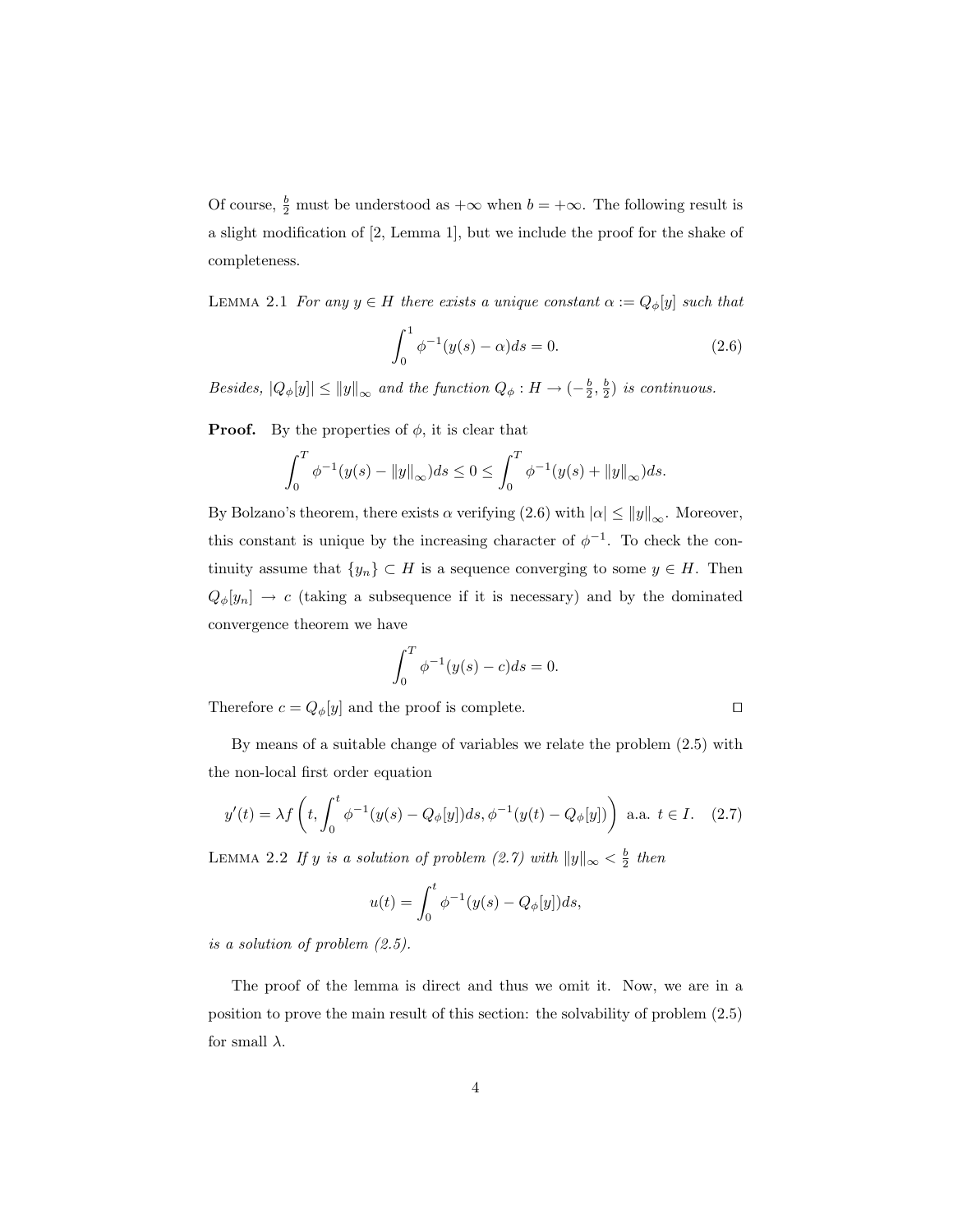Of course, $\frac{b}{2}$ must be understood as $+\infty$ when $b = +\infty$. The following result is a slight modification of [2, Lemma 1], but we include the proof for the shake of completeness.

LEMMA 2.1 *For any $y \in H$ there exists a unique constant $\alpha := Q_\phi[y]$ such that*

$$\int_0^1 \phi^{-1}(y(s) - \alpha)ds = 0. \tag{2.6}$$

*Besides, $|Q_\phi[y]| \leq \|y\|_\infty$ and the function $Q_\phi : H \to (-\frac{b}{2}, \frac{b}{2})$ is continuous.*

**Proof.** By the properties of $\phi$, it is clear that

$$\int_0^T \phi^{-1}(y(s) - \|y\|_\infty)ds \leq 0 \leq \int_0^T \phi^{-1}(y(s) + \|y\|_\infty)ds.$$

By Bolzano's theorem, there exists $\alpha$ verifying (2.6) with $|\alpha| \leq \|y\|_\infty$. Moreover, this constant is unique by the increasing character of $\phi^{-1}$. To check the continuity assume that $\{y_n\} \subset H$ is a sequence converging to some $y \in H$. Then $Q_\phi[y_n] \to c$ (taking a subsequence if it is necessary) and by the dominated convergence theorem we have

$$\int_0^T \phi^{-1}(y(s) - c)ds = 0.$$

Therefore $c = Q_\phi[y]$ and the proof is complete. $\square$

By means of a suitable change of variables we relate the problem (2.5) with the non-local first order equation

$$y'(t) = \lambda f\left(t, \int_0^t \phi^{-1}(y(s) - Q_\phi[y])ds, \phi^{-1}(y(t) - Q_\phi[y])\right) \text{ a.a. } t \in I. \tag{2.7}$$

LEMMA 2.2 *If $y$ is a solution of problem (2.7) with $\|y\|_\infty < \frac{b}{2}$ then*

$$u(t) = \int_0^t \phi^{-1}(y(s) - Q_\phi[y])ds,$$

*is a solution of problem (2.5).*

The proof of the lemma is direct and thus we omit it. Now, we are in a position to prove the main result of this section: the solvability of problem (2.5) for small $\lambda$.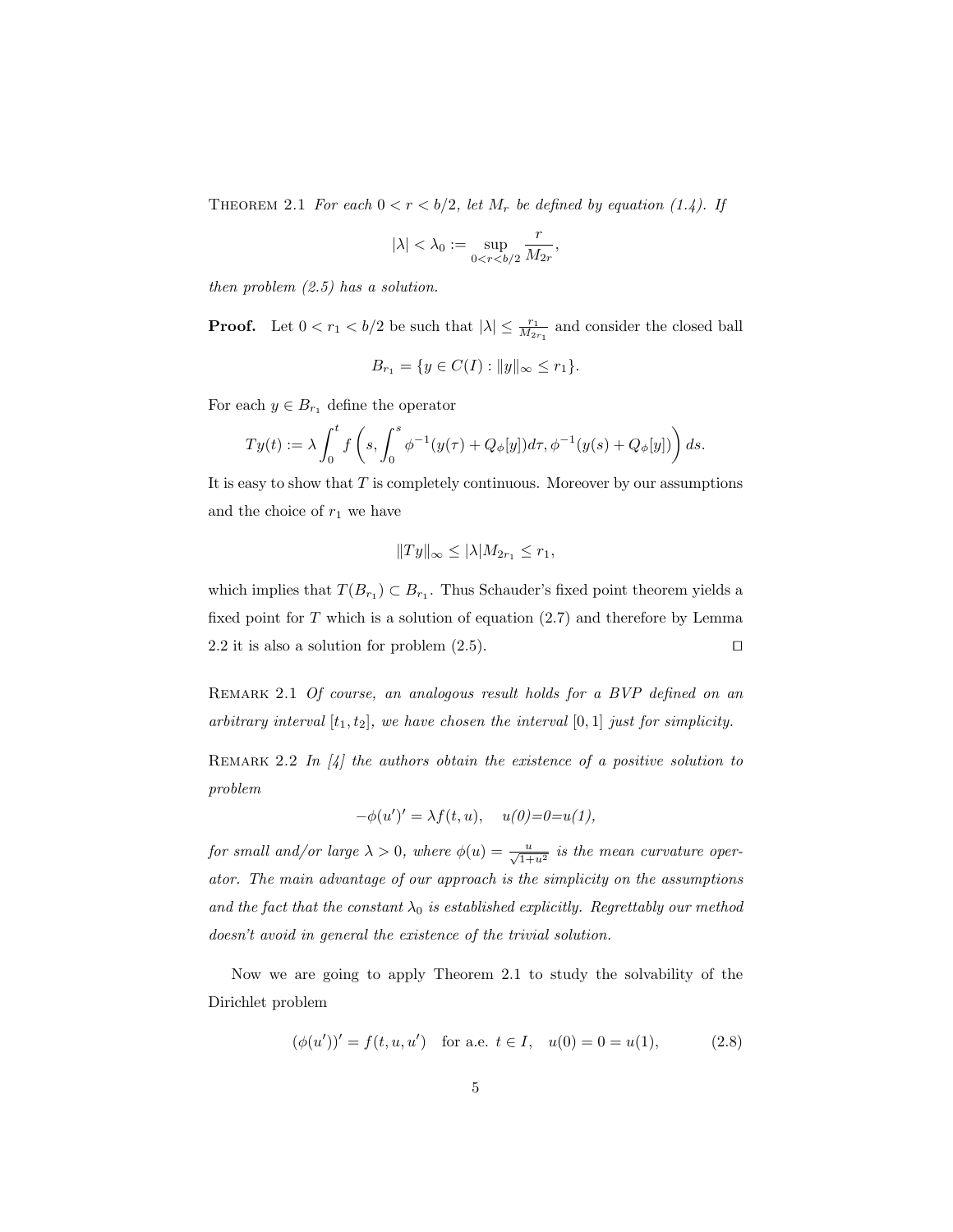THEOREM 2.1 *For each $0 < r < b/2$, let $M_r$ be defined by equation (1.4). If*

$$|\lambda| < \lambda_0 := \sup_{0<r<b/2} \frac{r}{M_{2r}},$$

*then problem (2.5) has a solution.*

**Proof.** Let $0 < r_1 < b/2$ be such that $|\lambda| \leq \frac{r_1}{M_{2r_1}}$ and consider the closed ball

$$B_{r_1} = \{y \in C(I) : \|y\|_\infty \leq r_1\}.$$

For each $y \in B_{r_1}$ define the operator

$$Ty(t) := \lambda \int_0^t f\left(s, \int_0^s \phi^{-1}(y(\tau) + Q_\phi[y])d\tau, \phi^{-1}(y(s) + Q_\phi[y])\right) ds.$$

It is easy to show that $T$ is completely continuous. Moreover by our assumptions and the choice of $r_1$ we have

$$\|Ty\|_\infty \leq |\lambda| M_{2r_1} \leq r_1,$$

which implies that $T(B_{r_1}) \subset B_{r_1}$. Thus Schauder's fixed point theorem yields a fixed point for $T$ which is a solution of equation (2.7) and therefore by Lemma 2.2 it is also a solution for problem (2.5). □

REMARK 2.1 *Of course, an analogous result holds for a BVP defined on an arbitrary interval $[t_1, t_2]$, we have chosen the interval $[0, 1]$ just for simplicity.*

REMARK 2.2 *In [4] the authors obtain the existence of a positive solution to problem*

$$-\phi(u')' = \lambda f(t, u), \quad u(0)=0=u(1),$$

*for small and/or large $\lambda > 0$, where $\phi(u) = \frac{u}{\sqrt{1+u^2}}$ is the mean curvature operator. The main advantage of our approach is the simplicity on the assumptions and the fact that the constant $\lambda_0$ is established explicitly. Regrettably our method doesn't avoid in general the existence of the trivial solution.*

Now we are going to apply Theorem 2.1 to study the solvability of the Dirichlet problem

$$(\phi(u'))' = f(t, u, u') \quad \text{for a.e. } t \in I, \quad u(0) = 0 = u(1), \tag{2.8}$$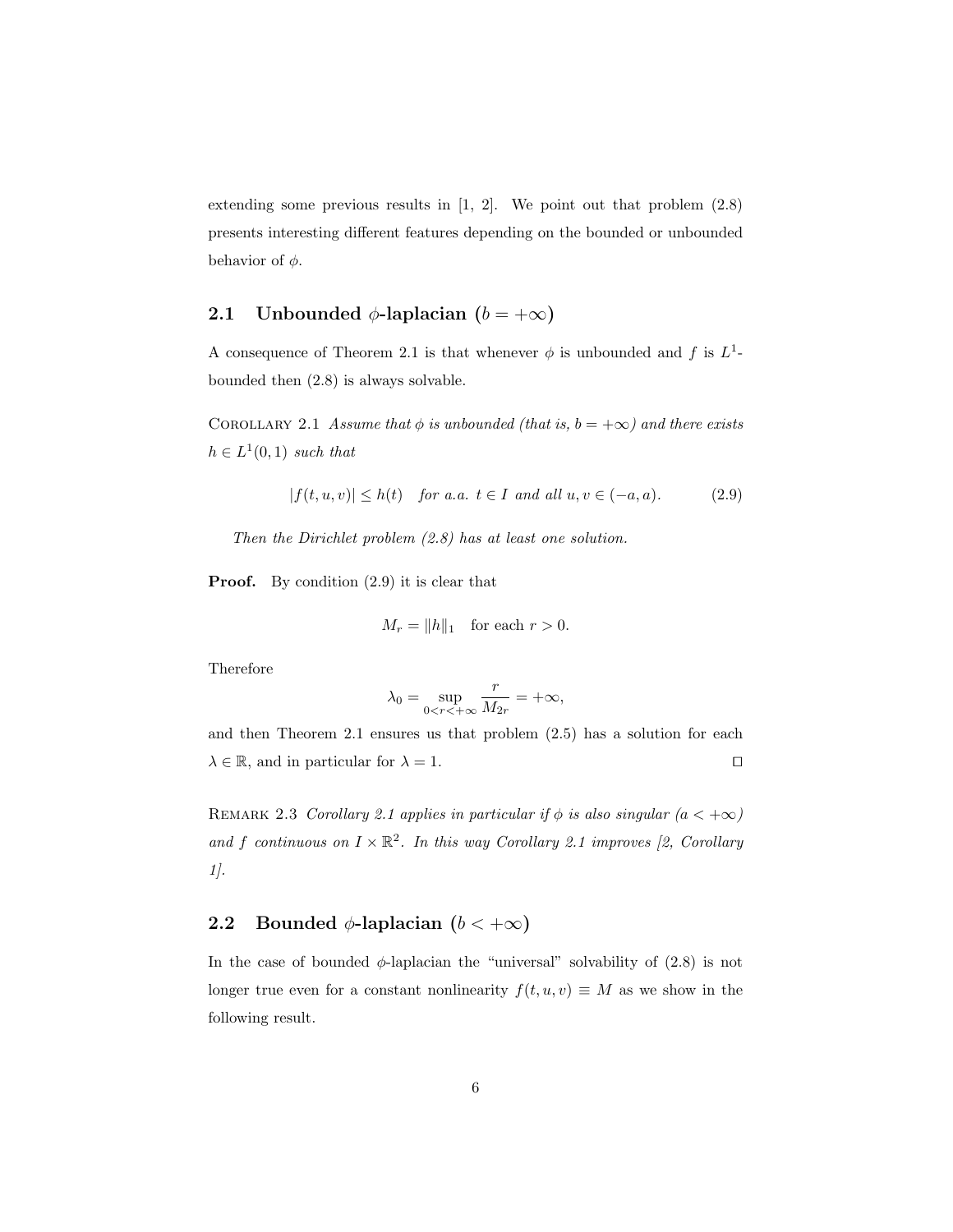extending some previous results in [1, 2]. We point out that problem (2.8) presents interesting different features depending on the bounded or unbounded behavior of $\phi$.

## 2.1 Unbounded $\phi$-laplacian ($b = +\infty$)

A consequence of Theorem 2.1 is that whenever $\phi$ is unbounded and $f$ is $L^1$-bounded then (2.8) is always solvable.

COROLLARY 2.1 *Assume that $\phi$ is unbounded (that is, $b = +\infty$) and there exists $h \in L^1(0,1)$ such that*

$$|f(t,u,v)| \leq h(t) \quad \textit{for a.a. } t \in I \textit{ and all } u, v \in (-a, a). \tag{2.9}$$

*Then the Dirichlet problem (2.8) has at least one solution.*

**Proof.** By condition (2.9) it is clear that

$$M_r = \|h\|_1 \quad \text{for each } r > 0.$$

Therefore

$$\lambda_0 = \sup_{0<r<+\infty} \frac{r}{M_{2r}} = +\infty,$$

and then Theorem 2.1 ensures us that problem (2.5) has a solution for each $\lambda \in \mathbb{R}$, and in particular for $\lambda = 1$. $\square$

REMARK 2.3 *Corollary 2.1 applies in particular if $\phi$ is also singular ($a < +\infty$) and $f$ continuous on $I \times \mathbb{R}^2$. In this way Corollary 2.1 improves [2, Corollary 1].*

## 2.2 Bounded $\phi$-laplacian ($b < +\infty$)

In the case of bounded $\phi$-laplacian the "universal" solvability of (2.8) is not longer true even for a constant nonlinearity $f(t,u,v) \equiv M$ as we show in the following result.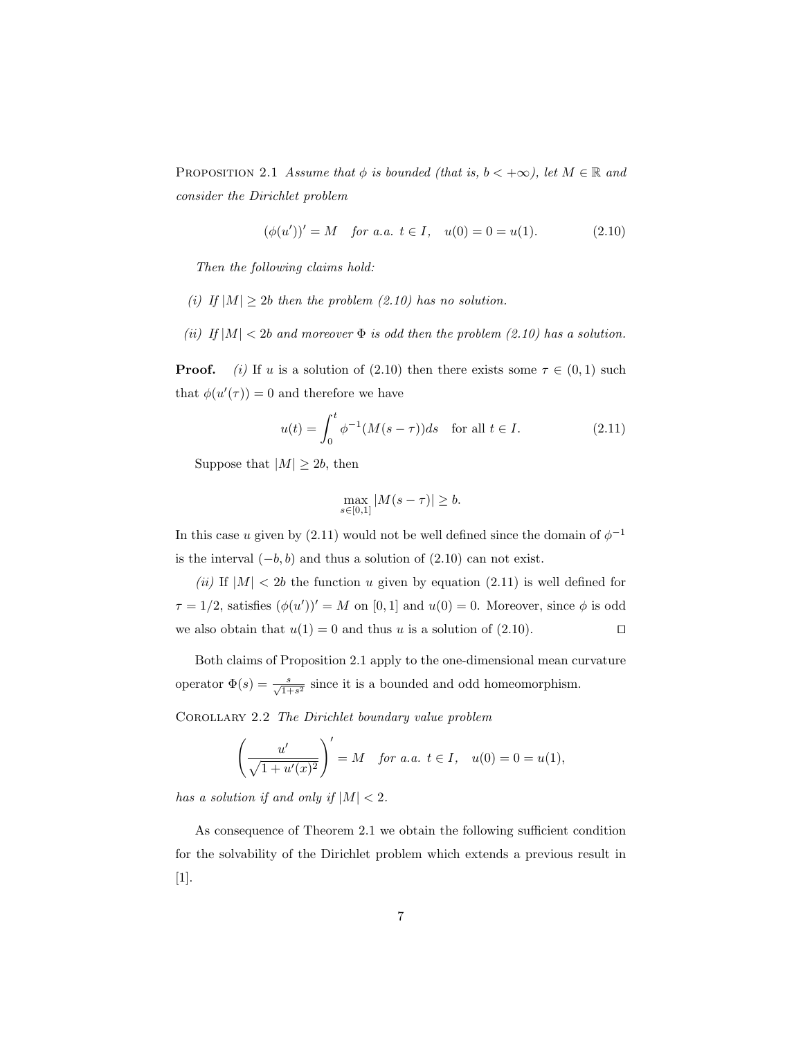Proposition 2.1 *Assume that $\phi$ is bounded (that is, $b < +\infty$), let $M \in \mathbb{R}$ and consider the Dirichlet problem*

$$(\phi(u'))' = M \quad \textit{for a.a. } t \in I, \quad u(0) = 0 = u(1). \tag{2.10}$$

*Then the following claims hold:*

*(i) If $|M| \geq 2b$ then the problem (2.10) has no solution.*

*(ii) If $|M| < 2b$ and moreover $\Phi$ is odd then the problem (2.10) has a solution.*

**Proof.** *(i)* If $u$ is a solution of (2.10) then there exists some $\tau \in (0, 1)$ such that $\phi(u'(\tau)) = 0$ and therefore we have

$$u(t) = \int_0^t \phi^{-1}(M(s - \tau))ds \quad \text{for all } t \in I. \tag{2.11}$$

Suppose that $|M| \geq 2b$, then

$$\max_{s \in [0,1]} |M(s - \tau)| \geq b.$$

In this case $u$ given by (2.11) would not be well defined since the domain of $\phi^{-1}$ is the interval $(-b, b)$ and thus a solution of (2.10) can not exist.

*(ii)* If $|M| < 2b$ the function $u$ given by equation (2.11) is well defined for $\tau = 1/2$, satisfies $(\phi(u'))' = M$ on $[0, 1]$ and $u(0) = 0$. Moreover, since $\phi$ is odd we also obtain that $u(1) = 0$ and thus $u$ is a solution of (2.10). $\square$

Both claims of Proposition 2.1 apply to the one-dimensional mean curvature operator $\Phi(s) = \frac{s}{\sqrt{1+s^2}}$ since it is a bounded and odd homeomorphism.

Corollary 2.2 *The Dirichlet boundary value problem*

$$\left( \frac{u'}{\sqrt{1 + u'(x)^2}} \right)' = M \quad \textit{for a.a. } t \in I, \quad u(0) = 0 = u(1),$$

*has a solution if and only if $|M| < 2$.*

As consequence of Theorem 2.1 we obtain the following sufficient condition for the solvability of the Dirichlet problem which extends a previous result in [1].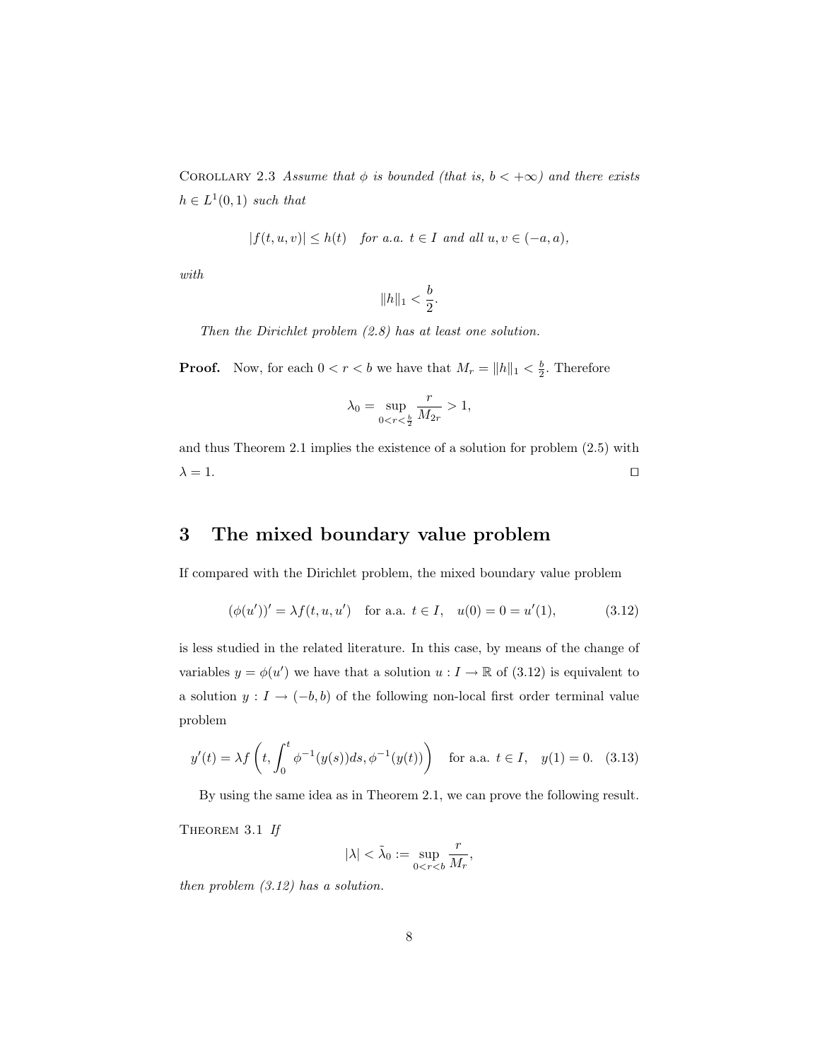COROLLARY 2.3 *Assume that $\phi$ is bounded (that is, $b < +\infty$) and there exists $h \in L^1(0,1)$ such that*

$$|f(t,u,v)| \leq h(t) \quad \text{for a.a. } t \in I \text{ and all } u, v \in (-a,a),$$

*with*

$$\|h\|_1 < \frac{b}{2}.$$

*Then the Dirichlet problem (2.8) has at least one solution.*

**Proof.** Now, for each $0 < r < b$ we have that $M_r = \|h\|_1 < \frac{b}{2}$. Therefore

$$\lambda_0 = \sup_{0<r<\frac{b}{2}} \frac{r}{M_{2r}} > 1,$$

and thus Theorem 2.1 implies the existence of a solution for problem (2.5) with $\lambda = 1$. ◻

## 3 The mixed boundary value problem

If compared with the Dirichlet problem, the mixed boundary value problem

$$(\phi(u'))' = \lambda f(t,u,u') \quad \text{for a.a. } t \in I, \quad u(0) = 0 = u'(1), \tag{3.12}$$

is less studied in the related literature. In this case, by means of the change of variables $y = \phi(u')$ we have that a solution $u : I \to \mathbb{R}$ of (3.12) is equivalent to a solution $y : I \to (-b,b)$ of the following non-local first order terminal value problem

$$y'(t) = \lambda f\left(t, \int_0^t \phi^{-1}(y(s))ds, \phi^{-1}(y(t))\right) \quad \text{for a.a. } t \in I, \quad y(1) = 0. \tag{3.13}$$

By using the same idea as in Theorem 2.1, we can prove the following result.

THEOREM 3.1 *If*

$$|\lambda| < \tilde{\lambda}_0 := \sup_{0<r<b} \frac{r}{M_r},$$

*then problem (3.12) has a solution.*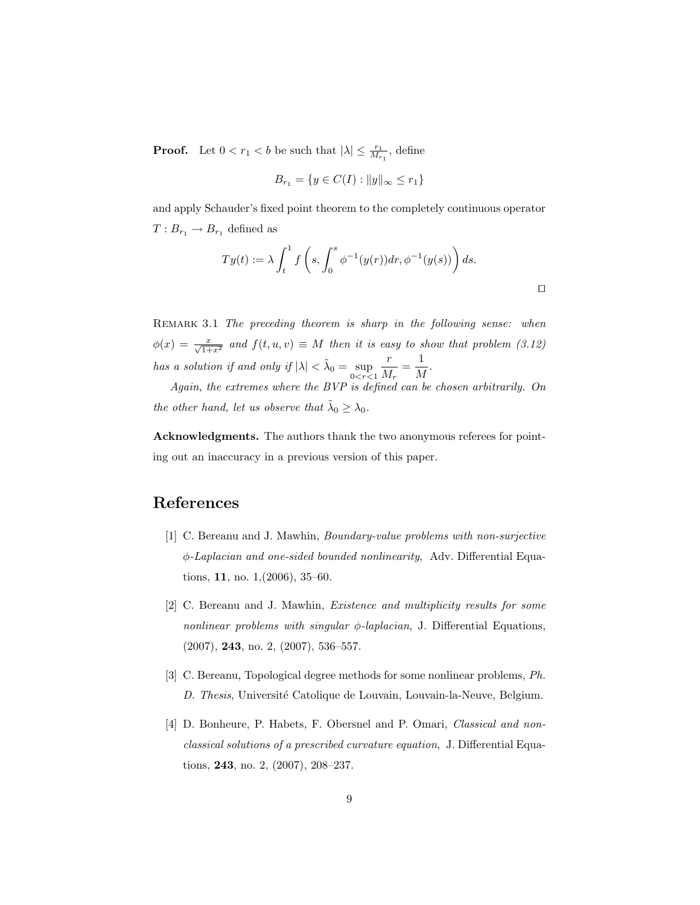**Proof.** Let $0 < r_1 < b$ be such that $|\lambda| \leq \frac{r_1}{M_{r_1}}$, define

$$B_{r_1} = \{y \in C(I) : \|y\|_\infty \leq r_1\}$$

and apply Schauder's fixed point theorem to the completely continuous operator $T : B_{r_1} \to B_{r_1}$ defined as

$$Ty(t) := \lambda \int_t^1 f\left(s, \int_0^s \phi^{-1}(y(r))dr, \phi^{-1}(y(s))\right) ds.$$

$\square$

REMARK 3.1 *The preceding theorem is sharp in the following sense: when $\phi(x) = \frac{x}{\sqrt{1+x^2}}$ and $f(t, u, v) \equiv M$ then it is easy to show that problem (3.12) has a solution if and only if $|\lambda| < \tilde{\lambda}_0 = \sup\limits_{0<r<1} \dfrac{r}{M_r} = \dfrac{1}{M}$.*

*Again, the extremes where the BVP is defined can be chosen arbitrarily. On the other hand, let us observe that $\tilde{\lambda}_0 \geq \lambda_0$.*

**Acknowledgments.** The authors thank the two anonymous referees for pointing out an inaccuracy in a previous version of this paper.

## References

[1] C. Bereanu and J. Mawhin, *Boundary-value problems with non-surjective $\phi$-Laplacian and one-sided bounded nonlinearity*, Adv. Differential Equations, **11**, no. 1,(2006), 35–60.

[2] C. Bereanu and J. Mawhin, *Existence and multiplicity results for some nonlinear problems with singular $\phi$-laplacian*, J. Differential Equations, (2007), **243**, no. 2, (2007), 536–557.

[3] C. Bereanu, Topological degree methods for some nonlinear problems, *Ph. D. Thesis*, Université Catolique de Louvain, Louvain-la-Neuve, Belgium.

[4] D. Bonheure, P. Habets, F. Obersnel and P. Omari, *Classical and non-classical solutions of a prescribed curvature equation*, J. Differential Equations, **243**, no. 2, (2007), 208–237.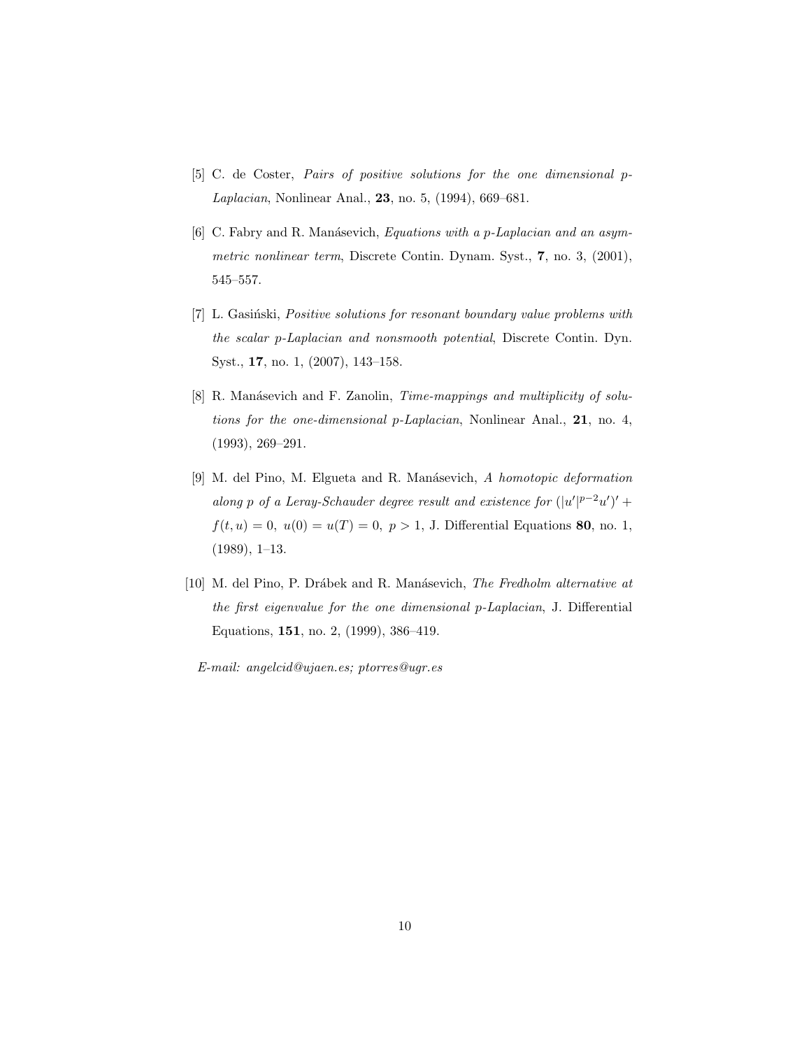[5] C. de Coster, *Pairs of positive solutions for the one dimensional p-Laplacian*, Nonlinear Anal., **23**, no. 5, (1994), 669–681.

[6] C. Fabry and R. Manásevich, *Equations with a p-Laplacian and an asymmetric nonlinear term*, Discrete Contin. Dynam. Syst., **7**, no. 3, (2001), 545–557.

[7] L. Gasiński, *Positive solutions for resonant boundary value problems with the scalar p-Laplacian and nonsmooth potential*, Discrete Contin. Dyn. Syst., **17**, no. 1, (2007), 143–158.

[8] R. Manásevich and F. Zanolin, *Time-mappings and multiplicity of solutions for the one-dimensional p-Laplacian*, Nonlinear Anal., **21**, no. 4, (1993), 269–291.

[9] M. del Pino, M. Elgueta and R. Manásevich, *A homotopic deformation along p of a Leray-Schauder degree result and existence for* $(|u'|^{p-2}u')' + f(t,u) = 0,\ u(0) = u(T) = 0,\ p > 1$, J. Differential Equations **80**, no. 1, (1989), 1–13.

[10] M. del Pino, P. Drábek and R. Manásevich, *The Fredholm alternative at the first eigenvalue for the one dimensional p-Laplacian*, J. Differential Equations, **151**, no. 2, (1999), 386–419.

*E-mail: angelcid@ujaen.es; ptorres@ugr.es*